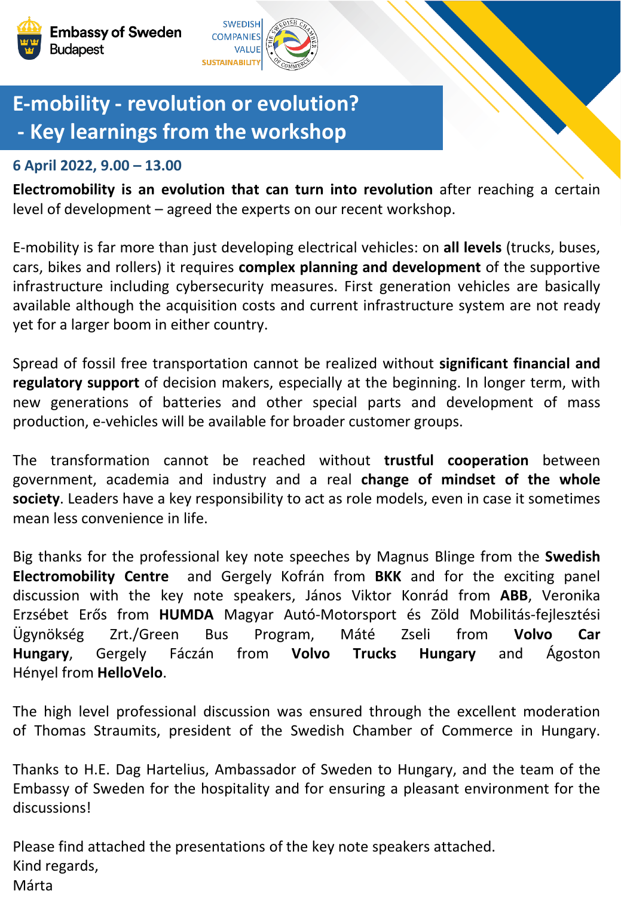Embassy of Sweden
Budapest

SWEDISH COMPANIES VALUE SUSTAINABILITY

# E-mobility - revolution or evolution?
# - Key learnings from the workshop

**6 April 2022, 9.00 – 13.00**

**Electromobility is an evolution that can turn into revolution** after reaching a certain level of development – agreed the experts on our recent workshop.

E-mobility is far more than just developing electrical vehicles: on **all levels** (trucks, buses, cars, bikes and rollers) it requires **complex planning and development** of the supportive infrastructure including cybersecurity measures. First generation vehicles are basically available although the acquisition costs and current infrastructure system are not ready yet for a larger boom in either country.

Spread of fossil free transportation cannot be realized without **significant financial and regulatory support** of decision makers, especially at the beginning. In longer term, with new generations of batteries and other special parts and development of mass production, e-vehicles will be available for broader customer groups.

The transformation cannot be reached without **trustful cooperation** between government, academia and industry and a real **change of mindset of the whole society**. Leaders have a key responsibility to act as role models, even in case it sometimes mean less convenience in life.

Big thanks for the professional key note speeches by Magnus Blinge from the **Swedish Electromobility Centre** and Gergely Kofrán from **BKK** and for the exciting panel discussion with the key note speakers, János Viktor Konrád from **ABB**, Veronika Erzsébet Erős from **HUMDA** Magyar Autó-Motorsport és Zöld Mobilitás-fejlesztési Ügynökség Zrt./Green Bus Program, Máté Zseli from **Volvo Car Hungary**, Gergely Fáczán from **Volvo Trucks Hungary** and Ágoston Hényel from **HelloVelo**.

The high level professional discussion was ensured through the excellent moderation of Thomas Straumits, president of the Swedish Chamber of Commerce in Hungary.

Thanks to H.E. Dag Hartelius, Ambassador of Sweden to Hungary, and the team of the Embassy of Sweden for the hospitality and for ensuring a pleasant environment for the discussions!

Please find attached the presentations of the key note speakers attached.
Kind regards,
Márta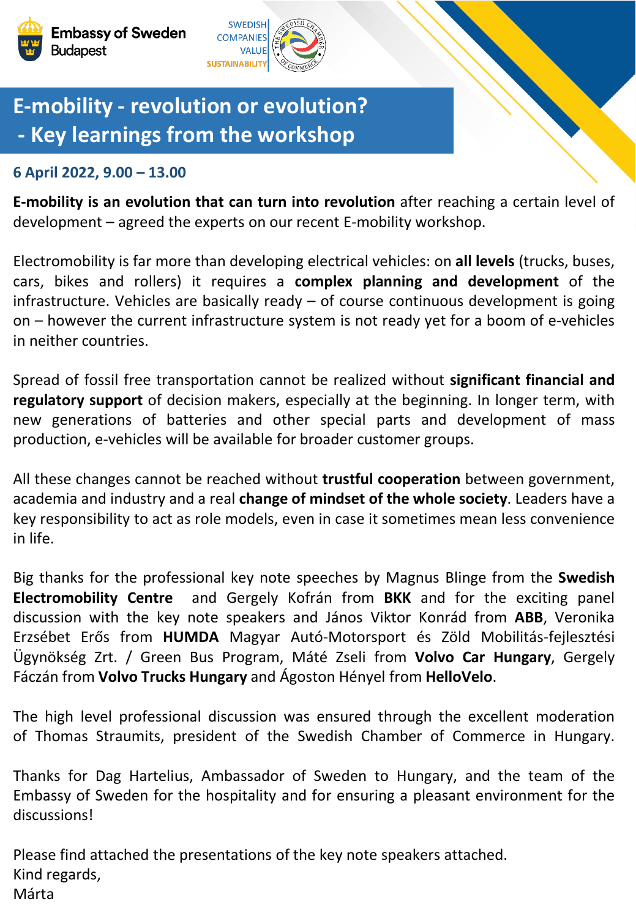Embassy of Sweden
Budapest

SWEDISH COMPANIES VALUE SUSTAINABILITY

# E-mobility - revolution or evolution? - Key learnings from the workshop

**6 April 2022, 9.00 – 13.00**

**E-mobility is an evolution that can turn into revolution** after reaching a certain level of development – agreed the experts on our recent E-mobility workshop.

Electromobility is far more than developing electrical vehicles: on **all levels** (trucks, buses, cars, bikes and rollers) it requires a **complex planning and development** of the infrastructure. Vehicles are basically ready – of course continuous development is going on – however the current infrastructure system is not ready yet for a boom of e-vehicles in neither countries.

Spread of fossil free transportation cannot be realized without **significant financial and regulatory support** of decision makers, especially at the beginning. In longer term, with new generations of batteries and other special parts and development of mass production, e-vehicles will be available for broader customer groups.

All these changes cannot be reached without **trustful cooperation** between government, academia and industry and a real **change of mindset of the whole society**. Leaders have a key responsibility to act as role models, even in case it sometimes mean less convenience in life.

Big thanks for the professional key note speeches by Magnus Blinge from the **Swedish Electromobility Centre** and Gergely Kofrán from **BKK** and for the exciting panel discussion with the key note speakers and János Viktor Konrád from **ABB**, Veronika Erzsébet Erős from **HUMDA** Magyar Autó-Motorsport és Zöld Mobilitás-fejlesztési Ügynökség Zrt. / Green Bus Program, Máté Zseli from **Volvo Car Hungary**, Gergely Fáczán from **Volvo Trucks Hungary** and Ágoston Hényel from **HelloVelo**.

The high level professional discussion was ensured through the excellent moderation of Thomas Straumits, president of the Swedish Chamber of Commerce in Hungary.

Thanks for Dag Hartelius, Ambassador of Sweden to Hungary, and the team of the Embassy of Sweden for the hospitality and for ensuring a pleasant environment for the discussions!

Please find attached the presentations of the key note speakers attached.
Kind regards,
Márta